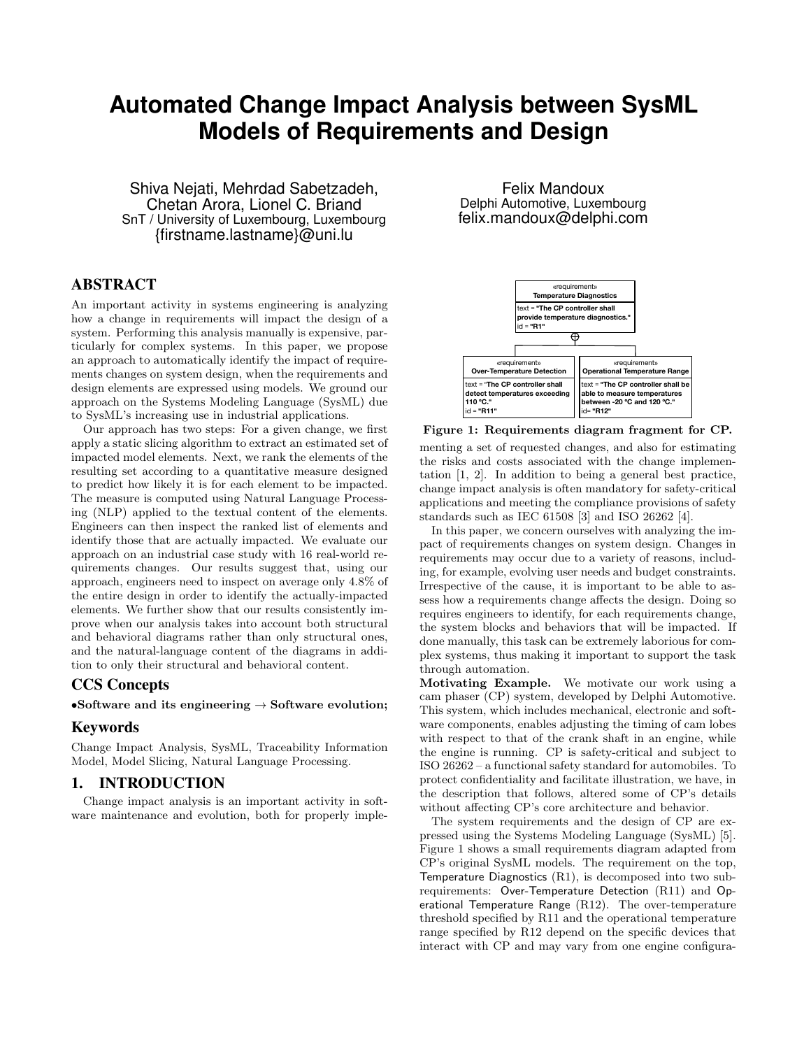# Automated Change Impact Analysis between SysML Models of Requirements and Design

Shiva Nejati, Mehrdad Sabetzadeh, Chetan Arora, Lionel C. Briand
SnT / University of Luxembourg, Luxembourg
{firstname.lastname}@uni.lu

Felix Mandoux
Delphi Automotive, Luxembourg
felix.mandoux@delphi.com

## ABSTRACT

An important activity in systems engineering is analyzing how a change in requirements will impact the design of a system. Performing this analysis manually is expensive, particularly for complex systems. In this paper, we propose an approach to automatically identify the impact of requirements changes on system design, when the requirements and design elements are expressed using models. We ground our approach on the Systems Modeling Language (SysML) due to SysML's increasing use in industrial applications.

Our approach has two steps: For a given change, we first apply a static slicing algorithm to extract an estimated set of impacted model elements. Next, we rank the elements of the resulting set according to a quantitative measure designed to predict how likely it is for each element to be impacted. The measure is computed using Natural Language Processing (NLP) applied to the textual content of the elements. Engineers can then inspect the ranked list of elements and identify those that are actually impacted. We evaluate our approach on an industrial case study with 16 real-world requirements changes. Our results suggest that, using our approach, engineers need to inspect on average only 4.8% of the entire design in order to identify the actually-impacted elements. We further show that our results consistently improve when our analysis takes into account both structural and behavioral diagrams rather than only structural ones, and the natural-language content of the diagrams in addition to only their structural and behavioral content.

## CCS Concepts

•**Software and its engineering** → **Software evolution;**

## Keywords

Change Impact Analysis, SysML, Traceability Information Model, Model Slicing, Natural Language Processing.

## 1. INTRODUCTION

Change impact analysis is an important activity in software maintenance and evolution, both for properly implementing a set of requested changes, and also for estimating the risks and costs associated with the change implementation [1, 2]. In addition to being a general best practice, change impact analysis is often mandatory for safety-critical applications and meeting the compliance provisions of safety standards such as IEC 61508 [3] and ISO 26262 [4].

«requirement» **Temperature Diagnostics**
text = **"The CP controller shall provide temperature diagnostics."**
id = **"R1"**

«requirement» **Over-Temperature Detection**
text = **"The CP controller shall detect temperatures exceeding 110 °C."**
id = **"R11"**

«requirement» **Operational Temperature Range**
text = **"The CP controller shall be able to measure temperatures between -20 °C and 120 °C."**
id= **"R12"**

**Figure 1: Requirements diagram fragment for CP.**

In this paper, we concern ourselves with analyzing the impact of requirements changes on system design. Changes in requirements may occur due to a variety of reasons, including, for example, evolving user needs and budget constraints. Irrespective of the cause, it is important to be able to assess how a requirements change affects the design. Doing so requires engineers to identify, for each requirements change, the system blocks and behaviors that will be impacted. If done manually, this task can be extremely laborious for complex systems, thus making it important to support the task through automation.

**Motivating Example.** We motivate our work using a cam phaser (CP) system, developed by Delphi Automotive. This system, which includes mechanical, electronic and software components, enables adjusting the timing of cam lobes with respect to that of the crank shaft in an engine, while the engine is running. CP is safety-critical and subject to ISO 26262 – a functional safety standard for automobiles. To protect confidentiality and facilitate illustration, we have, in the description that follows, altered some of CP's details without affecting CP's core architecture and behavior.

The system requirements and the design of CP are expressed using the Systems Modeling Language (SysML) [5]. Figure 1 shows a small requirements diagram adapted from CP's original SysML models. The requirement on the top, Temperature Diagnostics (R1), is decomposed into two subrequirements: Over-Temperature Detection (R11) and Operational Temperature Range (R12). The over-temperature threshold specified by R11 and the operational temperature range specified by R12 depend on the specific devices that interact with CP and may vary from one engine configura-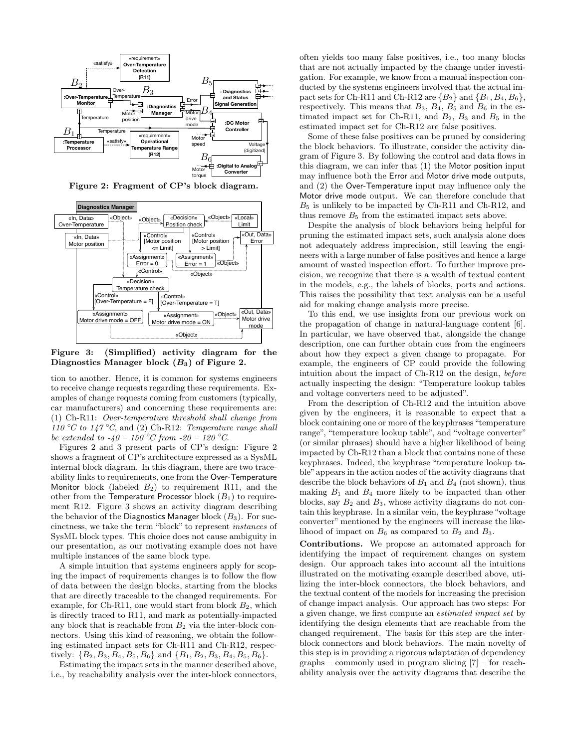Figure 2: Fragment of CP's block diagram.

Figure 3: (Simplified) activity diagram for the Diagnostics Manager block ($B_3$) of Figure 2.

tion to another. Hence, it is common for systems engineers to receive change requests regarding these requirements. Examples of change requests coming from customers (typically, car manufacturers) and concerning these requirements are: (1) Ch-R11: *Over-temperature threshold shall change from 110 °C to 147 °C*, and (2) Ch-R12: *Temperature range shall be extended to -40 – 150 °C from -20 – 120 °C*.

Figures 2 and 3 present parts of CP's design: Figure 2 shows a fragment of CP's architecture expressed as a SysML internal block diagram. In this diagram, there are two traceability links to requirements, one from the Over-Temperature Monitor block (labeled $B_2$) to requirement R11, and the other from the Temperature Processor block ($B_1$) to requirement R12. Figure 3 shows an activity diagram describing the behavior of the Diagnostics Manager block ($B_3$). For succinctness, we take the term "block" to represent *instances* of SysML block types. This choice does not cause ambiguity in our presentation, as our motivating example does not have multiple instances of the same block type.

A simple intuition that systems engineers apply for scoping the impact of requirements changes is to follow the flow of data between the design blocks, starting from the blocks that are directly traceable to the changed requirements. For example, for Ch-R11, one would start from block $B_2$, which is directly traced to R11, and mark as potentially-impacted any block that is reachable from $B_2$ via the inter-block connectors. Using this kind of reasoning, we obtain the following estimated impact sets for Ch-R11 and Ch-R12, respectively: $\{B_2, B_3, B_4, B_5, B_6\}$ and $\{B_1, B_2, B_3, B_4, B_5, B_6\}$.

Estimating the impact sets in the manner described above, i.e., by reachability analysis over the inter-block connectors, often yields too many false positives, i.e., too many blocks that are not actually impacted by the change under investigation. For example, we know from a manual inspection conducted by the systems engineers involved that the actual impact sets for Ch-R11 and Ch-R12 are $\{B_2\}$ and $\{B_1, B_4, B_6\}$, respectively. This means that $B_3$, $B_4$, $B_5$ and $B_6$ in the estimated impact set for Ch-R11, and $B_2$, $B_3$ and $B_5$ in the estimated impact set for Ch-R12 are false positives.

Some of these false positives can be pruned by considering the block behaviors. To illustrate, consider the activity diagram of Figure 3. By following the control and data flows in this diagram, we can infer that (1) the Motor position input may influence both the Error and Motor drive mode outputs, and (2) the Over-Temperature input may influence only the Motor drive mode output. We can therefore conclude that $B_5$ is unlikely to be impacted by Ch-R11 and Ch-R12, and thus remove $B_5$ from the estimated impact sets above.

Despite the analysis of block behaviors being helpful for pruning the estimated impact sets, such analysis alone does not adequately address imprecision, still leaving the engineers with a large number of false positives and hence a large amount of wasted inspection effort. To further improve precision, we recognize that there is a wealth of textual content in the models, e.g., the labels of blocks, ports and actions. This raises the possibility that text analysis can be a useful aid for making change analysis more precise.

To this end, we use insights from our previous work on the propagation of change in natural-language content [6]. In particular, we have observed that, alongside the change description, one can further obtain cues from the engineers about how they expect a given change to propagate. For example, the engineers of CP could provide the following intuition about the impact of Ch-R12 on the design, *before* actually inspecting the design: "Temperature lookup tables and voltage converters need to be adjusted".

From the description of Ch-R12 and the intuition above given by the engineers, it is reasonable to expect that a block containing one or more of the keyphrases "temperature range", "temperature lookup table", and "voltage converter" (or similar phrases) should have a higher likelihood of being impacted by Ch-R12 than a block that contains none of these keyphrases. Indeed, the keyphrase "temperature lookup table" appears in the action nodes of the activity diagrams that describe the block behaviors of $B_1$ and $B_4$ (not shown), thus making $B_1$ and $B_4$ more likely to be impacted than other blocks, say $B_2$ and $B_3$, whose activity diagrams do not contain this keyphrase. In a similar vein, the keyphrase "voltage converter" mentioned by the engineers will increase the likelihood of impact on $B_6$ as compared to $B_2$ and $B_3$.

**Contributions.** We propose an automated approach for identifying the impact of requirement changes on system design. Our approach takes into account all the intuitions illustrated on the motivating example described above, utilizing the inter-block connectors, the block behaviors, and the textual content of the models for increasing the precision of change impact analysis. Our approach has two steps: For a given change, we first compute an *estimated impact set* by identifying the design elements that are reachable from the changed requirement. The basis for this step are the inter-block connectors and block behaviors. The main novelty of this step is in providing a rigorous adaptation of dependency graphs – commonly used in program slicing [7] – for reachability analysis over the activity diagrams that describe the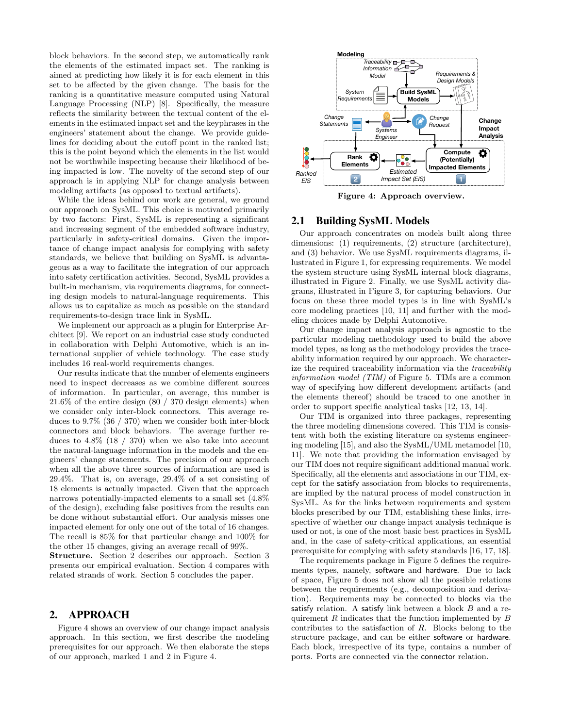block behaviors. In the second step, we automatically rank the elements of the estimated impact set. The ranking is aimed at predicting how likely it is for each element in this set to be affected by the given change. The basis for the ranking is a quantitative measure computed using Natural Language Processing (NLP) [8]. Specifically, the measure reflects the similarity between the textual content of the elements in the estimated impact set and the keyphrases in the engineers' statement about the change. We provide guidelines for deciding about the cutoff point in the ranked list; this is the point beyond which the elements in the list would not be worthwhile inspecting because their likelihood of being impacted is low. The novelty of the second step of our approach is in applying NLP for change analysis between modeling artifacts (as opposed to textual artifacts).

While the ideas behind our work are general, we ground our approach on SysML. This choice is motivated primarily by two factors: First, SysML is representing a significant and increasing segment of the embedded software industry, particularly in safety-critical domains. Given the importance of change impact analysis for complying with safety standards, we believe that building on SysML is advantageous as a way to facilitate the integration of our approach into safety certification activities. Second, SysML provides a built-in mechanism, via requirements diagrams, for connecting design models to natural-language requirements. This allows us to capitalize as much as possible on the standard requirements-to-design trace link in SysML.

We implement our approach as a plugin for Enterprise Architect [9]. We report on an industrial case study conducted in collaboration with Delphi Automotive, which is an international supplier of vehicle technology. The case study includes 16 real-world requirements changes.

Our results indicate that the number of elements engineers need to inspect decreases as we combine different sources of information. In particular, on average, this number is 21.6% of the entire design (80 / 370 design elements) when we consider only inter-block connectors. This average reduces to 9.7% (36 / 370) when we consider both inter-block connectors and block behaviors. The average further reduces to 4.8% (18 / 370) when we also take into account the natural-language information in the models and the engineers' change statements. The precision of our approach when all the above three sources of information are used is 29.4%. That is, on average, 29.4% of a set consisting of 18 elements is actually impacted. Given that the approach narrows potentially-impacted elements to a small set (4.8% of the design), excluding false positives from the results can be done without substantial effort. Our analysis misses one impacted element for only one out of the total of 16 changes. The recall is 85% for that particular change and 100% for the other 15 changes, giving an average recall of 99%.

**Structure.** Section 2 describes our approach. Section 3 presents our empirical evaluation. Section 4 compares with related strands of work. Section 5 concludes the paper.

## 2. APPROACH

Figure 4 shows an overview of our change impact analysis approach. In this section, we first describe the modeling prerequisites for our approach. We then elaborate the steps of our approach, marked 1 and 2 in Figure 4.

**Figure 4: Approach overview.**

### 2.1 Building SysML Models

Our approach concentrates on models built along three dimensions: (1) requirements, (2) structure (architecture), and (3) behavior. We use SysML requirements diagrams, illustrated in Figure 1, for expressing requirements. We model the system structure using SysML internal block diagrams, illustrated in Figure 2. Finally, we use SysML activity diagrams, illustrated in Figure 3, for capturing behaviors. Our focus on these three model types is in line with SysML's core modeling practices [10, 11] and further with the modeling choices made by Delphi Automotive.

Our change impact analysis approach is agnostic to the particular modeling methodology used to build the above model types, as long as the methodology provides the traceability information required by our approach. We characterize the required traceability information via the *traceability information model (TIM)* of Figure 5. TIMs are a common way of specifying how different development artifacts (and the elements thereof) should be traced to one another in order to support specific analytical tasks [12, 13, 14].

Our TIM is organized into three packages, representing the three modeling dimensions covered. This TIM is consistent with both the existing literature on systems engineering modeling [15], and also the SysML/UML metamodel [10, 11]. We note that providing the information envisaged by our TIM does not require significant additional manual work. Specifically, all the elements and associations in our TIM, except for the satisfy association from blocks to requirements, are implied by the natural process of model construction in SysML. As for the links between requirements and system blocks prescribed by our TIM, establishing these links, irrespective of whether our change impact analysis technique is used or not, is one of the most basic best practices in SysML and, in the case of safety-critical applications, an essential prerequisite for complying with safety standards [16, 17, 18].

The requirements package in Figure 5 defines the requirements types, namely, software and hardware. Due to lack of space, Figure 5 does not show all the possible relations between the requirements (e.g., decomposition and derivation). Requirements may be connected to blocks via the satisfy relation. A satisfy link between a block $B$ and a requirement $R$ indicates that the function implemented by $B$ contributes to the satisfaction of $R$. Blocks belong to the structure package, and can be either software or hardware. Each block, irrespective of its type, contains a number of ports. Ports are connected via the connector relation.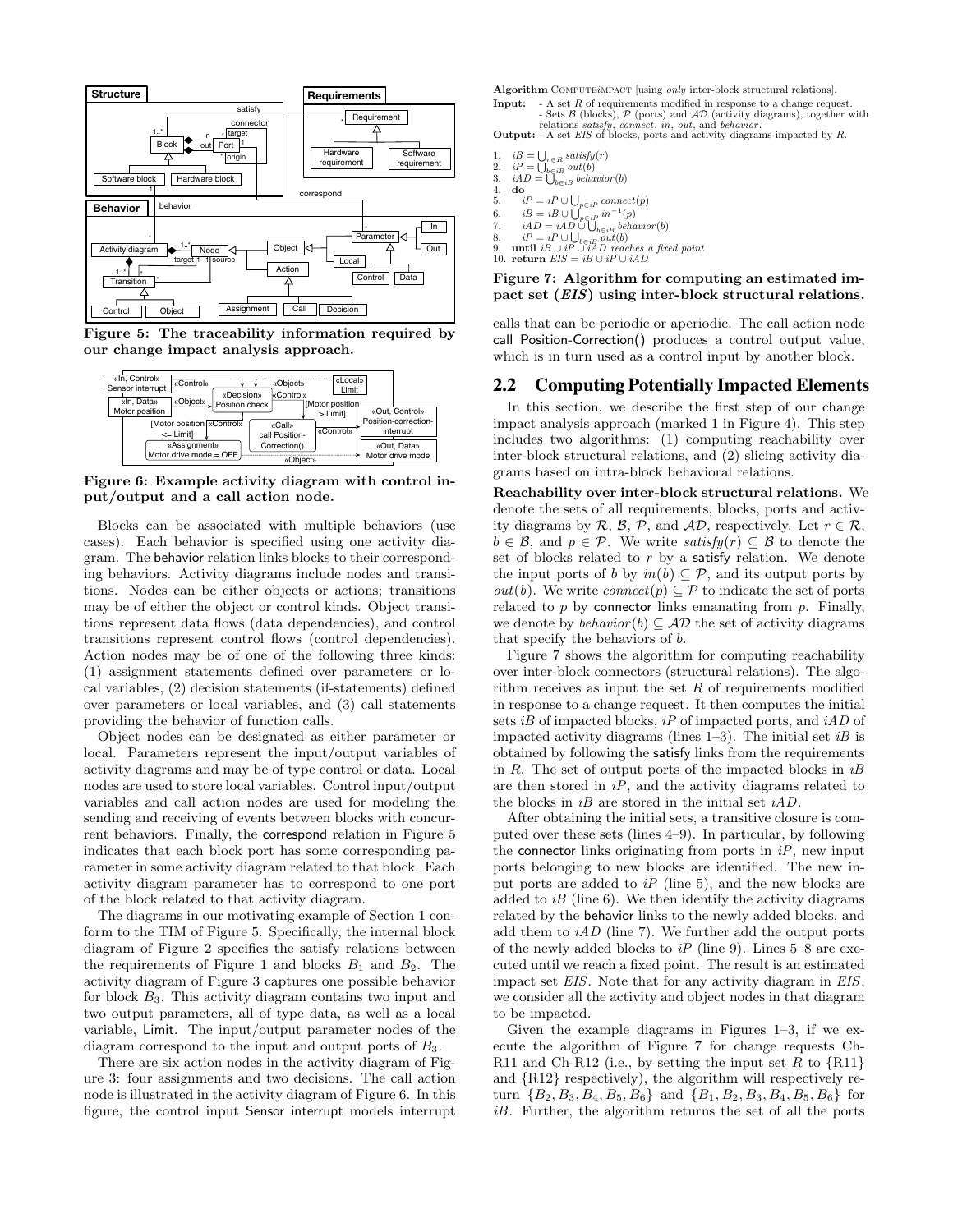Figure 5: The traceability information required by our change impact analysis approach.

Figure 6: Example activity diagram with control input/output and a call action node.

Blocks can be associated with multiple behaviors (use cases). Each behavior is specified using one activity diagram. The behavior relation links blocks to their corresponding behaviors. Activity diagrams include nodes and transitions. Nodes can be either objects or actions; transitions may be of either the object or control kinds. Object transitions represent data flows (data dependencies), and control transitions represent control flows (control dependencies). Action nodes may be of one of the following three kinds: (1) assignment statements defined over parameters or local variables, (2) decision statements (if-statements) defined over parameters or local variables, and (3) call statements providing the behavior of function calls.

Object nodes can be designated as either parameter or local. Parameters represent the input/output variables of activity diagrams and may be of type control or data. Local nodes are used to store local variables. Control input/output variables and call action nodes are used for modeling the sending and receiving of events between blocks with concurrent behaviors. Finally, the correspond relation in Figure 5 indicates that each block port has some corresponding parameter in some activity diagram related to that block. Each activity diagram parameter has to correspond to one port of the block related to that activity diagram.

The diagrams in our motivating example of Section 1 conform to the TIM of Figure 5. Specifically, the internal block diagram of Figure 2 specifies the satisfy relations between the requirements of Figure 1 and blocks $B_1$ and $B_2$. The activity diagram of Figure 3 captures one possible behavior for block $B_3$. This activity diagram contains two input and two output parameters, all of type data, as well as a local variable, Limit. The input/output parameter nodes of the diagram correspond to the input and output ports of $B_3$.

There are six action nodes in the activity diagram of Figure 3: four assignments and two decisions. The call action node is illustrated in the activity diagram of Figure 6. In this figure, the control input Sensor interrupt models interrupt calls that can be periodic or aperiodic. The call action node call Position-Correction() produces a control output value, which is in turn used as a control input by another block.

**Algorithm** ComputeEIMPACT [using *only* inter-block structural relations].

**Input:** - A set $R$ of requirements modified in response to a change request.
- Sets $\mathcal{B}$ (blocks), $\mathcal{P}$ (ports) and $\mathcal{AD}$ (activity diagrams), together with relations *satisfy*, *connect*, *in*, *out*, and *behavior*.

**Output:** - A set *EIS* of blocks, ports and activity diagrams impacted by $R$.

1. $iB = \bigcup_{r \in R} satisfy(r)$
2. $iP = \bigcup_{b \in iB} out(b)$
3. $iAD = \bigcup_{b \in iB} behavior(b)$
4. **do**
5. $\quad iP = iP \cup \bigcup_{p \in iP} connect(p)$
6. $\quad iB = iB \cup \bigcup_{p \in iP} in^{-1}(p)$
7. $\quad iAD = iAD \cup \bigcup_{b \in iB} behavior(b)$
8. $\quad iP = iP \cup \bigcup_{b \in iB} out(b)$
9. **until** $iB \cup iP \cup iAD$ *reaches a fixed point*
10. **return** $EIS = iB \cup iP \cup iAD$

**Figure 7: Algorithm for computing an estimated impact set (*EIS*) using inter-block structural relations.**

## 2.2 Computing Potentially Impacted Elements

In this section, we describe the first step of our change impact analysis approach (marked 1 in Figure 4). This step includes two algorithms: (1) computing reachability over inter-block structural relations, and (2) slicing activity diagrams based on intra-block behavioral relations.

**Reachability over inter-block structural relations.** We denote the sets of all requirements, blocks, ports and activity diagrams by $\mathcal{R}$, $\mathcal{B}$, $\mathcal{P}$, and $\mathcal{AD}$, respectively. Let $r \in \mathcal{R}$, $b \in \mathcal{B}$, and $p \in \mathcal{P}$. We write $satisfy(r) \subseteq \mathcal{B}$ to denote the set of blocks related to $r$ by a satisfy relation. We denote the input ports of $b$ by $in(b) \subseteq \mathcal{P}$, and its output ports by $out(b)$. We write $connect(p) \subseteq \mathcal{P}$ to indicate the set of ports related to $p$ by connector links emanating from $p$. Finally, we denote by $behavior(b) \subseteq \mathcal{AD}$ the set of activity diagrams that specify the behaviors of $b$.

Figure 7 shows the algorithm for computing reachability over inter-block connectors (structural relations). The algorithm receives as input the set $R$ of requirements modified in response to a change request. It then computes the initial sets $iB$ of impacted blocks, $iP$ of impacted ports, and $iAD$ of impacted activity diagrams (lines 1–3). The initial set $iB$ is obtained by following the satisfy links from the requirements in $R$. The set of output ports of the impacted blocks in $iB$ are then stored in $iP$, and the activity diagrams related to the blocks in $iB$ are stored in the initial set $iAD$.

After obtaining the initial sets, a transitive closure is computed over these sets (lines 4–9). In particular, by following the connector links originating from ports in $iP$, new input ports belonging to new blocks are identified. The new input ports are added to $iP$ (line 5), and the new blocks are added to $iB$ (line 6). We then identify the activity diagrams related by the behavior links to the newly added blocks, and add them to $iAD$ (line 7). We further add the output ports of the newly added blocks to $iP$ (line 9). Lines 5–8 are executed until we reach a fixed point. The result is an estimated impact set *EIS*. Note that for any activity diagram in *EIS*, we consider all the activity and object nodes in that diagram to be impacted.

Given the example diagrams in Figures 1–3, if we execute the algorithm of Figure 7 for change requests Ch-R11 and Ch-R12 (i.e., by setting the input set $R$ to {R11} and {R12} respectively), the algorithm will respectively return $\{B_2, B_3, B_4, B_5, B_6\}$ and $\{B_1, B_2, B_3, B_4, B_5, B_6\}$ for $iB$. Further, the algorithm returns the set of all the ports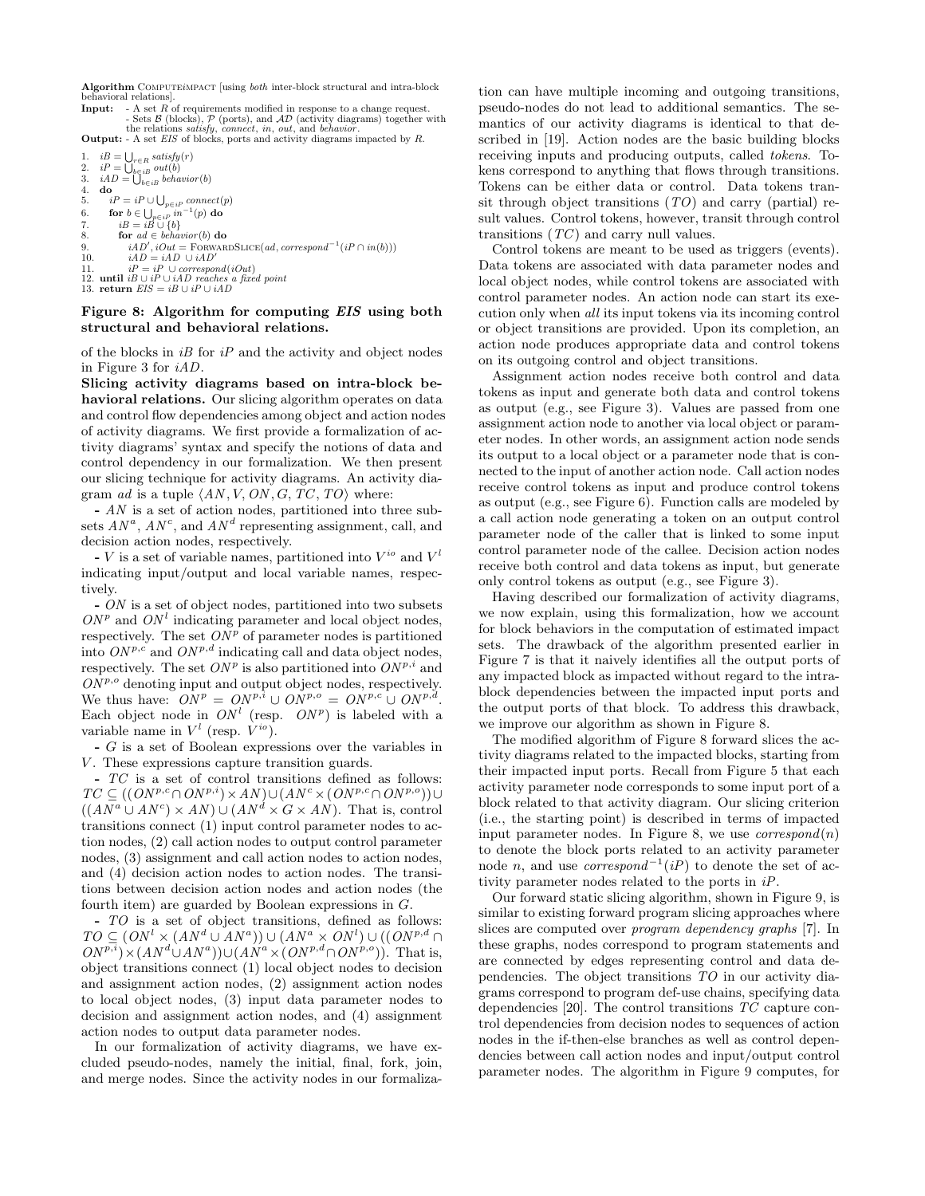**Algorithm** ComputeiMpact [using *both* inter-block structural and intra-block behavioral relations].

**Input:** - A set $R$ of requirements modified in response to a change request.
- Sets $\mathcal{B}$ (blocks), $\mathcal{P}$ (ports), and $\mathcal{AD}$ (activity diagrams) together with the relations *satisfy*, *connect*, *in*, *out*, and *behavior*.

**Output:** - A set *EIS* of blocks, ports and activity diagrams impacted by $R$.

```
1.  iB = ⋃_{r∈R} satisfy(r)
2.  iP = ⋃_{b∈iB} out(b)
3.  iAD = ⋃_{b∈iB} behavior(b)
4.  do
5.    iP = iP ∪ ⋃_{p∈iP} connect(p)
6.    for b ∈ ⋃_{p∈iP} in^{-1}(p) do
7.      iB = iB ∪ {b}
8.      for ad ∈ behavior(b) do
9.        iAD′, iOut = ForwardSlice(ad, correspond^{-1}(iP ∩ in(b)))
10.       iAD = iAD ∪ iAD′
11.       iP = iP ∪ correspond(iOut)
12. until iB ∪ iP ∪ iAD reaches a fixed point
13. return EIS = iB ∪ iP ∪ iAD
```

**Figure 8: Algorithm for computing *EIS* using both structural and behavioral relations.**

of the blocks in $iB$ for $iP$ and the activity and object nodes in Figure 3 for $iAD$.

**Slicing activity diagrams based on intra-block behavioral relations.** Our slicing algorithm operates on data and control flow dependencies among object and action nodes of activity diagrams. We first provide a formalization of activity diagrams' syntax and specify the notions of data and control dependency in our formalization. We then present our slicing technique for activity diagrams. An activity diagram $ad$ is a tuple $\langle AN, V, ON, G, TC, TO\rangle$ where:

- $AN$ is a set of action nodes, partitioned into three subsets $AN^a$, $AN^c$, and $AN^d$ representing assignment, call, and decision action nodes, respectively.

- $V$ is a set of variable names, partitioned into $V^{io}$ and $V^l$ indicating input/output and local variable names, respectively.

- $ON$ is a set of object nodes, partitioned into two subsets $ON^p$ and $ON^l$ indicating parameter and local object nodes, respectively. The set $ON^p$ of parameter nodes is partitioned into $ON^{p,c}$ and $ON^{p,d}$ indicating call and data object nodes, respectively. The set $ON^p$ is also partitioned into $ON^{p,i}$ and $ON^{p,o}$ denoting input and output object nodes, respectively. We thus have: $ON^p = ON^{p,i} \cup ON^{p,o} = ON^{p,c} \cup ON^{p,d}$. Each object node in $ON^l$ (resp. $ON^p$) is labeled with a variable name in $V^l$ (resp. $V^{io}$).

- $G$ is a set of Boolean expressions over the variables in $V$. These expressions capture transition guards.

- $TC$ is a set of control transitions defined as follows: $TC \subseteq ((ON^{p,c} \cap ON^{p,i}) \times AN) \cup (AN^c \times (ON^{p,c} \cap ON^{p,o})) \cup ((AN^a \cup AN^c) \times AN) \cup (AN^d \times G \times AN)$. That is, control transitions connect (1) input control parameter nodes to action nodes, (2) call action nodes to output control parameter nodes, (3) assignment and call action nodes to action nodes, and (4) decision action nodes to action nodes. The transitions between decision action nodes and action nodes (the fourth item) are guarded by Boolean expressions in $G$.

- $TO$ is a set of object transitions, defined as follows: $TO \subseteq (ON^l \times (AN^d \cup AN^a)) \cup (AN^a \times ON^l) \cup ((ON^{p,d} \cap ON^{p,i}) \times (AN^d \cup AN^a)) \cup (AN^a \times (ON^{p,d} \cap ON^{p,o}))$. That is, object transitions connect (1) local object nodes to decision and assignment action nodes, (2) assignment action nodes to local object nodes, (3) input data parameter nodes to decision and assignment action nodes, and (4) assignment action nodes to output data parameter nodes.

In our formalization of activity diagrams, we have excluded pseudo-nodes, namely the initial, final, fork, join, and merge nodes. Since the activity nodes in our formalization can have multiple incoming and outgoing transitions, pseudo-nodes do not lead to additional semantics. The semantics of our activity diagrams is identical to that described in [19]. Action nodes are the basic building blocks receiving inputs and producing outputs, called *tokens*. Tokens correspond to anything that flows through transitions. Tokens can be either data or control. Data tokens transit through object transitions ($TO$) and carry (partial) result values. Control tokens, however, transit through control transitions ($TC$) and carry null values.

Control tokens are meant to be used as triggers (events). Data tokens are associated with data parameter nodes and local object nodes, while control tokens are associated with control parameter nodes. An action node can start its execution only when *all* its input tokens via its incoming control or object transitions are provided. Upon its completion, an action node produces appropriate data and control tokens on its outgoing control and object transitions.

Assignment action nodes receive both control and data tokens as input and generate both data and control tokens as output (e.g., see Figure 3). Values are passed from one assignment action node to another via local object or parameter nodes. In other words, an assignment action node sends its output to a local object or a parameter node that is connected to the input of another action node. Call action nodes receive control tokens as input and produce control tokens as output (e.g., see Figure 6). Function calls are modeled by a call action node generating a token on an output control parameter node of the caller that is linked to some input control parameter node of the callee. Decision action nodes receive both control and data tokens as input, but generate only control tokens as output (e.g., see Figure 3).

Having described our formalization of activity diagrams, we now explain, using this formalization, how we account for block behaviors in the computation of estimated impact sets. The drawback of the algorithm presented earlier in Figure 7 is that it naively identifies all the output ports of any impacted block as impacted without regard to the intra-block dependencies between the impacted input ports and the output ports of that block. To address this drawback, we improve our algorithm as shown in Figure 8.

The modified algorithm of Figure 8 forward slices the activity diagrams related to the impacted blocks, starting from their impacted input ports. Recall from Figure 5 that each activity parameter node corresponds to some input port of a block related to that activity diagram. Our slicing criterion (i.e., the starting point) is described in terms of impacted input parameter nodes. In Figure 8, we use $correspond(n)$ to denote the block ports related to an activity parameter node $n$, and use $correspond^{-1}(iP)$ to denote the set of activity parameter nodes related to the ports in $iP$.

Our forward static slicing algorithm, shown in Figure 9, is similar to existing forward program slicing approaches where slices are computed over *program dependency graphs* [7]. In these graphs, nodes correspond to program statements and are connected by edges representing control and data dependencies. The object transitions $TO$ in our activity diagrams correspond to program def-use chains, specifying data dependencies [20]. The control transitions $TC$ capture control dependencies from decision nodes to sequences of action nodes in the if-then-else branches as well as control dependencies between call action nodes and input/output control parameter nodes. The algorithm in Figure 9 computes, for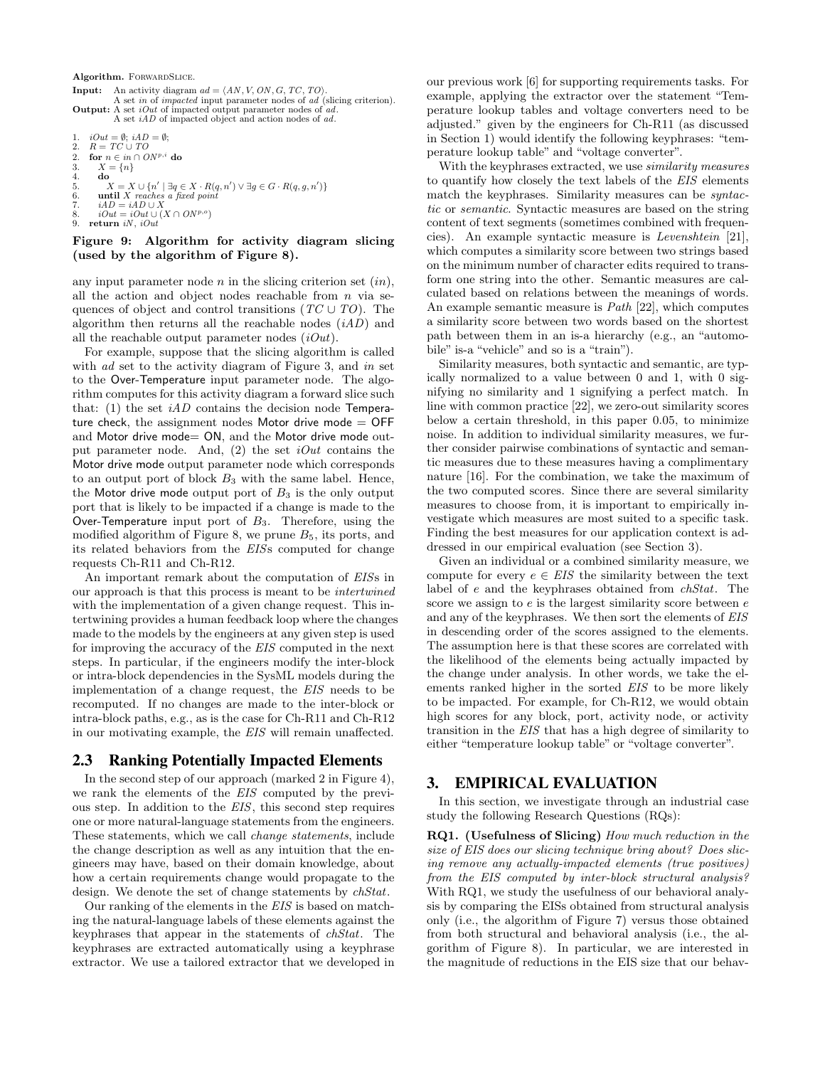**Algorithm.** ForwardSlice.

**Input:** An activity diagram $ad = \langle AN, V, ON, G, TC, TO \rangle$.
A set $in$ of *impacted* input parameter nodes of $ad$ (slicing criterion).
**Output:** A set $iOut$ of impacted output parameter nodes of $ad$.
A set $iAD$ of impacted object and action nodes of $ad$.

```
1.  iOut = ∅; iAD = ∅;
2.  R = TC ∪ TO
2.  for n ∈ in ∩ ON^{p,i} do
3.     X = {n}
4.     do
5.        X = X ∪ {n' | ∃q ∈ X · R(q, n') ∨ ∃g ∈ G · R(q, g, n')}
6.     until X reaches a fixed point
7.     iAD = iAD ∪ X
8.     iOut = iOut ∪ (X ∩ ON^{p,o})
9.  return iN, iOut
```

**Figure 9: Algorithm for activity diagram slicing (used by the algorithm of Figure 8).**

any input parameter node $n$ in the slicing criterion set ($in$), all the action and object nodes reachable from $n$ via sequences of object and control transitions ($TC \cup TO$). The algorithm then returns all the reachable nodes ($iAD$) and all the reachable output parameter nodes ($iOut$).

For example, suppose that the slicing algorithm is called with $ad$ set to the activity diagram of Figure 3, and $in$ set to the Over-Temperature input parameter node. The algorithm computes for this activity diagram a forward slice such that: (1) the set $iAD$ contains the decision node Temperature check, the assignment nodes Motor drive mode = OFF and Motor drive mode= ON, and the Motor drive mode output parameter node. And, (2) the set $iOut$ contains the Motor drive mode output parameter node which corresponds to an output port of block $B_3$ with the same label. Hence, the Motor drive mode output port of $B_3$ is the only output port that is likely to be impacted if a change is made to the Over-Temperature input port of $B_3$. Therefore, using the modified algorithm of Figure 8, we prune $B_5$, its ports, and its related behaviors from the *EIS*s computed for change requests Ch-R11 and Ch-R12.

An important remark about the computation of *EIS*s in our approach is that this process is meant to be *intertwined* with the implementation of a given change request. This intertwining provides a human feedback loop where the changes made to the models by the engineers at any given step is used for improving the accuracy of the *EIS* computed in the next steps. In particular, if the engineers modify the inter-block or intra-block dependencies in the SysML models during the implementation of a change request, the *EIS* needs to be recomputed. If no changes are made to the inter-block or intra-block paths, e.g., as is the case for Ch-R11 and Ch-R12 in our motivating example, the *EIS* will remain unaffected.

## 2.3 Ranking Potentially Impacted Elements

In the second step of our approach (marked 2 in Figure 4), we rank the elements of the *EIS* computed by the previous step. In addition to the *EIS*, this second step requires one or more natural-language statements from the engineers. These statements, which we call *change statements*, include the change description as well as any intuition that the engineers may have, based on their domain knowledge, about how a certain requirements change would propagate to the design. We denote the set of change statements by *chStat*.

Our ranking of the elements in the *EIS* is based on matching the natural-language labels of these elements against the keyphrases that appear in the statements of *chStat*. The keyphrases are extracted automatically using a keyphrase extractor. We use a tailored extractor that we developed in our previous work [6] for supporting requirements tasks. For example, applying the extractor over the statement "Temperature lookup tables and voltage converters need to be adjusted." given by the engineers for Ch-R11 (as discussed in Section 1) would identify the following keyphrases: "temperature lookup table" and "voltage converter".

With the keyphrases extracted, we use *similarity measures* to quantify how closely the text labels of the *EIS* elements match the keyphrases. Similarity measures can be *syntactic* or *semantic*. Syntactic measures are based on the string content of text segments (sometimes combined with frequencies). An example syntactic measure is *Levenshtein* [21], which computes a similarity score between two strings based on the minimum number of character edits required to transform one string into the other. Semantic measures are calculated based on relations between the meanings of words. An example semantic measure is *Path* [22], which computes a similarity score between two words based on the shortest path between them in an is-a hierarchy (e.g., an "automobile" is-a "vehicle" and so is a "train").

Similarity measures, both syntactic and semantic, are typically normalized to a value between 0 and 1, with 0 signifying no similarity and 1 signifying a perfect match. In line with common practice [22], we zero-out similarity scores below a certain threshold, in this paper 0.05, to minimize noise. In addition to individual similarity measures, we further consider pairwise combinations of syntactic and semantic measures due to these measures having a complimentary nature [16]. For the combination, we take the maximum of the two computed scores. Since there are several similarity measures to choose from, it is important to empirically investigate which measures are most suited to a specific task. Finding the best measures for our application context is addressed in our empirical evaluation (see Section 3).

Given an individual or a combined similarity measure, we compute for every $e \in EIS$ the similarity between the text label of $e$ and the keyphrases obtained from *chStat*. The score we assign to $e$ is the largest similarity score between $e$ and any of the keyphrases. We then sort the elements of *EIS* in descending order of the scores assigned to the elements. The assumption here is that these scores are correlated with the likelihood of the elements being actually impacted by the change under analysis. In other words, we take the elements ranked higher in the sorted *EIS* to be more likely to be impacted. For example, for Ch-R12, we would obtain high scores for any block, port, activity node, or activity transition in the *EIS* that has a high degree of similarity to either "temperature lookup table" or "voltage converter".

# 3. EMPIRICAL EVALUATION

In this section, we investigate through an industrial case study the following Research Questions (RQs):

**RQ1. (Usefulness of Slicing)** *How much reduction in the size of EIS does our slicing technique bring about? Does slicing remove any actually-impacted elements (true positives) from the EIS computed by inter-block structural analysis?* With RQ1, we study the usefulness of our behavioral analysis by comparing the EISs obtained from structural analysis only (i.e., the algorithm of Figure 7) versus those obtained from both structural and behavioral analysis (i.e., the algorithm of Figure 8). In particular, we are interested in the magnitude of reductions in the EIS size that our behav-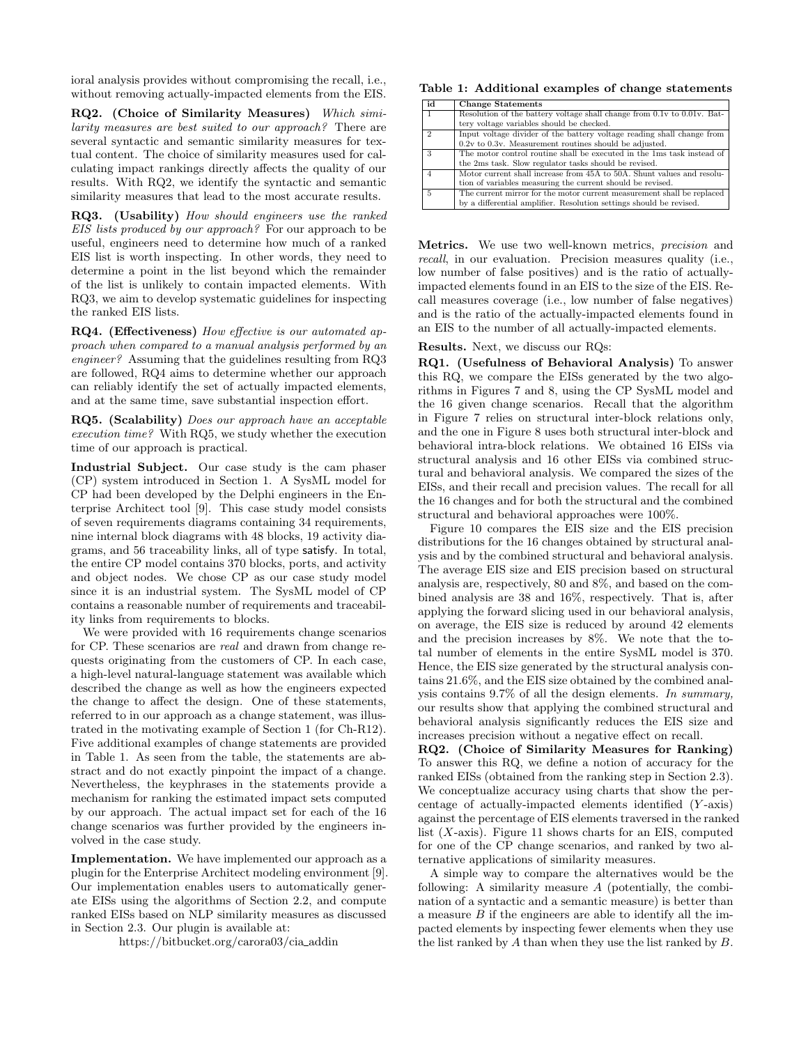ioral analysis provides without compromising the recall, i.e., without removing actually-impacted elements from the EIS.

**RQ2. (Choice of Similarity Measures)** *Which similarity measures are best suited to our approach?* There are several syntactic and semantic similarity measures for textual content. The choice of similarity measures used for calculating impact rankings directly affects the quality of our results. With RQ2, we identify the syntactic and semantic similarity measures that lead to the most accurate results.

**RQ3. (Usability)** *How should engineers use the ranked EIS lists produced by our approach?* For our approach to be useful, engineers need to determine how much of a ranked EIS list is worth inspecting. In other words, they need to determine a point in the list beyond which the remainder of the list is unlikely to contain impacted elements. With RQ3, we aim to develop systematic guidelines for inspecting the ranked EIS lists.

**RQ4. (Effectiveness)** *How effective is our automated approach when compared to a manual analysis performed by an engineer?* Assuming that the guidelines resulting from RQ3 are followed, RQ4 aims to determine whether our approach can reliably identify the set of actually impacted elements, and at the same time, save substantial inspection effort.

**RQ5. (Scalability)** *Does our approach have an acceptable execution time?* With RQ5, we study whether the execution time of our approach is practical.

**Industrial Subject.** Our case study is the cam phaser (CP) system introduced in Section 1. A SysML model for CP had been developed by the Delphi engineers in the Enterprise Architect tool [9]. This case study model consists of seven requirements diagrams containing 34 requirements, nine internal block diagrams with 48 blocks, 19 activity diagrams, and 56 traceability links, all of type satisfy. In total, the entire CP model contains 370 blocks, ports, and activity and object nodes. We chose CP as our case study model since it is an industrial system. The SysML model of CP contains a reasonable number of requirements and traceability links from requirements to blocks.

We were provided with 16 requirements change scenarios for CP. These scenarios are *real* and drawn from change requests originating from the customers of CP. In each case, a high-level natural-language statement was available which described the change as well as how the engineers expected the change to affect the design. One of these statements, referred to in our approach as a change statement, was illustrated in the motivating example of Section 1 (for Ch-R12). Five additional examples of change statements are provided in Table 1. As seen from the table, the statements are abstract and do not exactly pinpoint the impact of a change. Nevertheless, the keyphrases in the statements provide a mechanism for ranking the estimated impact sets computed by our approach. The actual impact set for each of the 16 change scenarios was further provided by the engineers involved in the case study.

**Implementation.** We have implemented our approach as a plugin for the Enterprise Architect modeling environment [9]. Our implementation enables users to automatically generate EISs using the algorithms of Section 2.2, and compute ranked EISs based on NLP similarity measures as discussed in Section 2.3. Our plugin is available at:

https://bitbucket.org/carora03/cia_addin

**Table 1: Additional examples of change statements**

| id | Change Statements |
|---|---|
| 1 | Resolution of the battery voltage shall change from 0.1v to 0.01v. Battery voltage variables should be checked. |
| 2 | Input voltage divider of the battery voltage reading shall change from 0.2v to 0.3v. Measurement routines should be adjusted. |
| 3 | The motor control routine shall be executed in the 1ms task instead of the 2ms task. Slow regulator tasks should be revised. |
| 4 | Motor current shall increase from 45A to 50A. Shunt values and resolution of variables measuring the current should be revised. |
| 5 | The current mirror for the motor current measurement shall be replaced by a differential amplifier. Resolution settings should be revised. |

**Metrics.** We use two well-known metrics, *precision* and *recall*, in our evaluation. Precision measures quality (i.e., low number of false positives) and is the ratio of actually-impacted elements found in an EIS to the size of the EIS. Recall measures coverage (i.e., low number of false negatives) and is the ratio of the actually-impacted elements found in an EIS to the number of all actually-impacted elements.

**Results.** Next, we discuss our RQs:

**RQ1. (Usefulness of Behavioral Analysis)** To answer this RQ, we compare the EISs generated by the two algorithms in Figures 7 and 8, using the CP SysML model and the 16 given change scenarios. Recall that the algorithm in Figure 7 relies on structural inter-block relations only, and the one in Figure 8 uses both structural inter-block and behavioral intra-block relations. We obtained 16 EISs via structural analysis and 16 other EISs via combined structural and behavioral analysis. We compared the sizes of the EISs, and their recall and precision values. The recall for all the 16 changes and for both the structural and the combined structural and behavioral approaches were 100%.

Figure 10 compares the EIS size and the EIS precision distributions for the 16 changes obtained by structural analysis and by the combined structural and behavioral analysis. The average EIS size and EIS precision based on structural analysis are, respectively, 80 and 8%, and based on the combined analysis are 38 and 16%, respectively. That is, after applying the forward slicing used in our behavioral analysis, on average, the EIS size is reduced by around 42 elements and the precision increases by 8%. We note that the total number of elements in the entire SysML model is 370. Hence, the EIS size generated by the structural analysis contains 21.6%, and the EIS size obtained by the combined analysis contains 9.7% of all the design elements. *In summary,* our results show that applying the combined structural and behavioral analysis significantly reduces the EIS size and increases precision without a negative effect on recall.

**RQ2. (Choice of Similarity Measures for Ranking)** To answer this RQ, we define a notion of accuracy for the ranked EISs (obtained from the ranking step in Section 2.3). We conceptualize accuracy using charts that show the percentage of actually-impacted elements identified ($Y$-axis) against the percentage of EIS elements traversed in the ranked list ($X$-axis). Figure 11 shows charts for an EIS, computed for one of the CP change scenarios, and ranked by two alternative applications of similarity measures.

A simple way to compare the alternatives would be the following: A similarity measure $A$ (potentially, the combination of a syntactic and a semantic measure) is better than a measure $B$ if the engineers are able to identify all the impacted elements by inspecting fewer elements when they use the list ranked by $A$ than when they use the list ranked by $B$.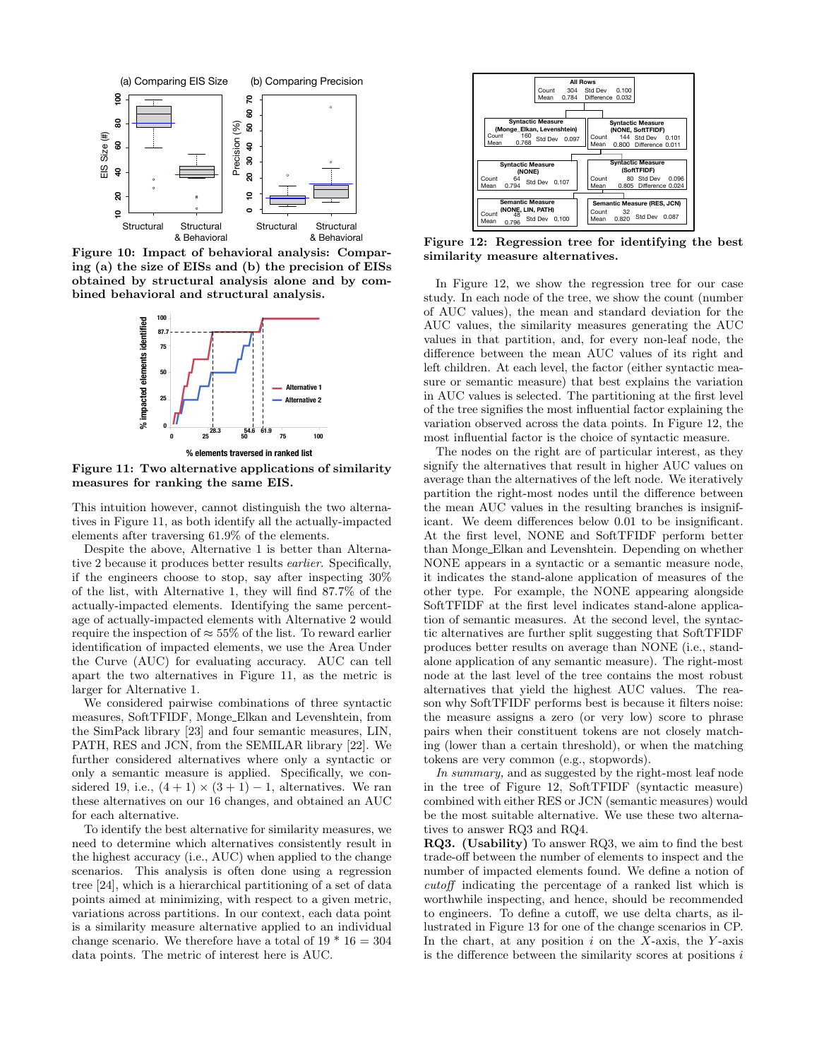**Figure 10: Impact of behavioral analysis: Comparing (a) the size of EISs and (b) the precision of EISs obtained by structural analysis alone and by combined behavioral and structural analysis.**

**Figure 11: Two alternative applications of similarity measures for ranking the same EIS.**

This intuition however, cannot distinguish the two alternatives in Figure 11, as both identify all the actually-impacted elements after traversing 61.9% of the elements.

Despite the above, Alternative 1 is better than Alternative 2 because it produces better results *earlier*. Specifically, if the engineers choose to stop, say after inspecting 30% of the list, with Alternative 1, they will find 87.7% of the actually-impacted elements. Identifying the same percentage of actually-impacted elements with Alternative 2 would require the inspection of ≈ 55% of the list. To reward earlier identification of impacted elements, we use the Area Under the Curve (AUC) for evaluating accuracy. AUC can tell apart the two alternatives in Figure 11, as the metric is larger for Alternative 1.

We considered pairwise combinations of three syntactic measures, SoftTFIDF, Monge_Elkan and Levenshtein, from the SimPack library [23] and four semantic measures, LIN, PATH, RES and JCN, from the SEMILAR library [22]. We further considered alternatives where only a syntactic or only a semantic measure is applied. Specifically, we considered 19, i.e., $(4 + 1) \times (3 + 1) - 1$, alternatives. We ran these alternatives on our 16 changes, and obtained an AUC for each alternative.

To identify the best alternative for similarity measures, we need to determine which alternatives consistently result in the highest accuracy (i.e., AUC) when applied to the change scenarios. This analysis is often done using a regression tree [24], which is a hierarchical partitioning of a set of data points aimed at minimizing, with respect to a given metric, variations across partitions. In our context, each data point is a similarity measure alternative applied to an individual change scenario. We therefore have a total of 19 * 16 = 304 data points. The metric of interest here is AUC.

**Figure 12: Regression tree for identifying the best similarity measure alternatives.**

In Figure 12, we show the regression tree for our case study. In each node of the tree, we show the count (number of AUC values), the mean and standard deviation for the AUC values, the similarity measures generating the AUC values in that partition, and, for every non-leaf node, the difference between the mean AUC values of its right and left children. At each level, the factor (either syntactic measure or semantic measure) that best explains the variation in AUC values is selected. The partitioning at the first level of the tree signifies the most influential factor explaining the variation observed across the data points. In Figure 12, the most influential factor is the choice of syntactic measure.

The nodes on the right are of particular interest, as they signify the alternatives that result in higher AUC values on average than the alternatives of the left node. We iteratively partition the right-most nodes until the difference between the mean AUC values in the resulting branches is insignificant. We deem differences below 0.01 to be insignificant. At the first level, NONE and SoftTFIDF perform better than Monge_Elkan and Levenshtein. Depending on whether NONE appears in a syntactic or a semantic measure node, it indicates the stand-alone application of measures of the other type. For example, the NONE appearing alongside SoftTFIDF at the first level indicates stand-alone application of semantic measures. At the second level, the syntactic alternatives are further split suggesting that SoftTFIDF produces better results on average than NONE (i.e., stand-alone application of any semantic measure). The right-most node at the last level of the tree contains the most robust alternatives that yield the highest AUC values. The reason why SoftTFIDF performs best is because it filters noise: the measure assigns a zero (or very low) score to phrase pairs when their constituent tokens are not closely matching (lower than a certain threshold), or when the matching tokens are very common (e.g., stopwords).

*In summary*, and as suggested by the right-most leaf node in the tree of Figure 12, SoftTFIDF (syntactic measure) combined with either RES or JCN (semantic measures) would be the most suitable alternative. We use these two alternatives to answer RQ3 and RQ4.

**RQ3. (Usability)** To answer RQ3, we aim to find the best trade-off between the number of elements to inspect and the number of impacted elements found. We define a notion of *cutoff* indicating the percentage of a ranked list which is worthwhile inspecting, and hence, should be recommended to engineers. To define a cutoff, we use delta charts, as illustrated in Figure 13 for one of the change scenarios in CP. In the chart, at any position $i$ on the $X$-axis, the $Y$-axis is the difference between the similarity scores at positions $i$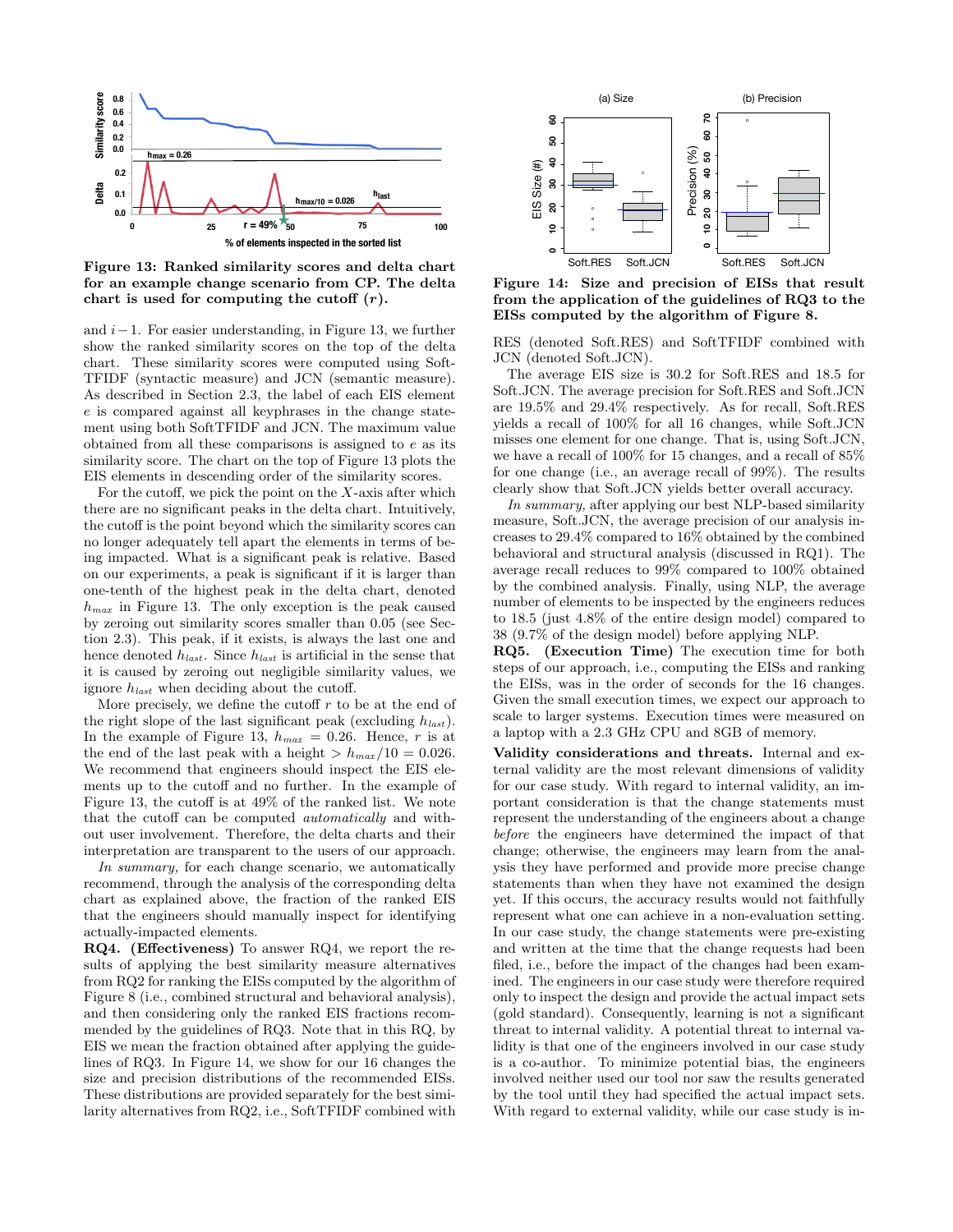Figure 13: Ranked similarity scores and delta chart for an example change scenario from CP. The delta chart is used for computing the cutoff ($r$).

and $i-1$. For easier understanding, in Figure 13, we further show the ranked similarity scores on the top of the delta chart. These similarity scores were computed using SoftTFIDF (syntactic measure) and JCN (semantic measure). As described in Section 2.3, the label of each EIS element $e$ is compared against all keyphrases in the change statement using both SoftTFIDF and JCN. The maximum value obtained from all these comparisons is assigned to $e$ as its similarity score. The chart on the top of Figure 13 plots the EIS elements in descending order of the similarity scores.

For the cutoff, we pick the point on the $X$-axis after which there are no significant peaks in the delta chart. Intuitively, the cutoff is the point beyond which the similarity scores can no longer adequately tell apart the elements in terms of being impacted. What is a significant peak is relative. Based on our experiments, a peak is significant if it is larger than one-tenth of the highest peak in the delta chart, denoted $h_{max}$ in Figure 13. The only exception is the peak caused by zeroing out similarity scores smaller than 0.05 (see Section 2.3). This peak, if it exists, is always the last one and hence denoted $h_{last}$. Since $h_{last}$ is artificial in the sense that it is caused by zeroing out negligible similarity values, we ignore $h_{last}$ when deciding about the cutoff.

More precisely, we define the cutoff $r$ to be at the end of the right slope of the last significant peak (excluding $h_{last}$). In the example of Figure 13, $h_{max} = 0.26$. Hence, $r$ is at the end of the last peak with a height $> h_{max}/10 = 0.026$. We recommend that engineers should inspect the EIS elements up to the cutoff and no further. In the example of Figure 13, the cutoff is at 49% of the ranked list. We note that the cutoff can be computed *automatically* and without user involvement. Therefore, the delta charts and their interpretation are transparent to the users of our approach.

*In summary,* for each change scenario, we automatically recommend, through the analysis of the corresponding delta chart as explained above, the fraction of the ranked EIS that the engineers should manually inspect for identifying actually-impacted elements.

**RQ4. (Effectiveness)** To answer RQ4, we report the results of applying the best similarity measure alternatives from RQ2 for ranking the EISs computed by the algorithm of Figure 8 (i.e., combined structural and behavioral analysis), and then considering only the ranked EIS fractions recommended by the guidelines of RQ3. Note that in this RQ, by EIS we mean the fraction obtained after applying the guidelines of RQ3. In Figure 14, we show for our 16 changes the size and precision distributions of the recommended EISs. These distributions are provided separately for the best similarity alternatives from RQ2, i.e., SoftTFIDF combined with RES (denoted Soft.RES) and SoftTFIDF combined with JCN (denoted Soft.JCN).

Figure 14: Size and precision of EISs that result from the application of the guidelines of RQ3 to the EISs computed by the algorithm of Figure 8.

The average EIS size is 30.2 for Soft.RES and 18.5 for Soft.JCN. The average precision for Soft.RES and Soft.JCN are 19.5% and 29.4% respectively. As for recall, Soft.RES yields a recall of 100% for all 16 changes, while Soft.JCN misses one element for one change. That is, using Soft.JCN, we have a recall of 100% for 15 changes, and a recall of 85% for one change (i.e., an average recall of 99%). The results clearly show that Soft.JCN yields better overall accuracy.

*In summary,* after applying our best NLP-based similarity measure, Soft.JCN, the average precision of our analysis increases to 29.4% compared to 16% obtained by the combined behavioral and structural analysis (discussed in RQ1). The average recall reduces to 99% compared to 100% obtained by the combined analysis. Finally, using NLP, the average number of elements to be inspected by the engineers reduces to 18.5 (just 4.8% of the entire design model) compared to 38 (9.7% of the design model) before applying NLP.

**RQ5. (Execution Time)** The execution time for both steps of our approach, i.e., computing the EISs and ranking the EISs, was in the order of seconds for the 16 changes. Given the small execution times, we expect our approach to scale to larger systems. Execution times were measured on a laptop with a 2.3 GHz CPU and 8GB of memory.

**Validity considerations and threats.** Internal and external validity are the most relevant dimensions of validity for our case study. With regard to internal validity, an important consideration is that the change statements must represent the understanding of the engineers about a change *before* the engineers have determined the impact of that change; otherwise, the engineers may learn from the analysis they have performed and provide more precise change statements than when they have not examined the design yet. If this occurs, the accuracy results would not faithfully represent what one can achieve in a non-evaluation setting. In our case study, the change statements were pre-existing and written at the time that the change requests had been filed, i.e., before the impact of the changes had been examined. The engineers in our case study were therefore required only to inspect the design and provide the actual impact sets (gold standard). Consequently, learning is not a significant threat to internal validity. A potential threat to internal validity is that one of the engineers involved in our case study is a co-author. To minimize potential bias, the engineers involved neither used our tool nor saw the results generated by the tool until they had specified the actual impact sets. With regard to external validity, while our case study is in-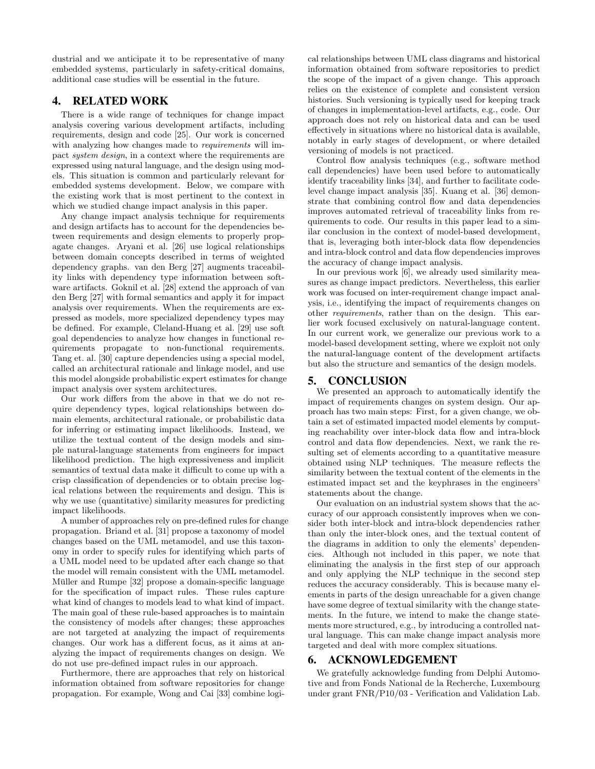dustrial and we anticipate it to be representative of many embedded systems, particularly in safety-critical domains, additional case studies will be essential in the future.

## 4. RELATED WORK

There is a wide range of techniques for change impact analysis covering various development artifacts, including requirements, design and code [25]. Our work is concerned with analyzing how changes made to *requirements* will impact *system design*, in a context where the requirements are expressed using natural language, and the design using models. This situation is common and particularly relevant for embedded systems development. Below, we compare with the existing work that is most pertinent to the context in which we studied change impact analysis in this paper.

Any change impact analysis technique for requirements and design artifacts has to account for the dependencies between requirements and design elements to properly propagate changes. Aryani et al. [26] use logical relationships between domain concepts described in terms of weighted dependency graphs. van den Berg [27] augments traceability links with dependency type information between software artifacts. Goknil et al. [28] extend the approach of van den Berg [27] with formal semantics and apply it for impact analysis over requirements. When the requirements are expressed as models, more specialized dependency types may be defined. For example, Cleland-Huang et al. [29] use soft goal dependencies to analyze how changes in functional requirements propagate to non-functional requirements. Tang et. al. [30] capture dependencies using a special model, called an architectural rationale and linkage model, and use this model alongside probabilistic expert estimates for change impact analysis over system architectures.

Our work differs from the above in that we do not require dependency types, logical relationships between domain elements, architectural rationale, or probabilistic data for inferring or estimating impact likelihoods. Instead, we utilize the textual content of the design models and simple natural-language statements from engineers for impact likelihood prediction. The high expressiveness and implicit semantics of textual data make it difficult to come up with a crisp classification of dependencies or to obtain precise logical relations between the requirements and design. This is why we use (quantitative) similarity measures for predicting impact likelihoods.

A number of approaches rely on pre-defined rules for change propagation. Briand et al. [31] propose a taxonomy of model changes based on the UML metamodel, and use this taxonomy in order to specify rules for identifying which parts of a UML model need to be updated after each change so that the model will remain consistent with the UML metamodel. Müller and Rumpe [32] propose a domain-specific language for the specification of impact rules. These rules capture what kind of changes to models lead to what kind of impact. The main goal of these rule-based approaches is to maintain the consistency of models after changes; these approaches are not targeted at analyzing the impact of requirements changes. Our work has a different focus, as it aims at analyzing the impact of requirements changes on design. We do not use pre-defined impact rules in our approach.

Furthermore, there are approaches that rely on historical information obtained from software repositories for change propagation. For example, Wong and Cai [33] combine logical relationships between UML class diagrams and historical information obtained from software repositories to predict the scope of the impact of a given change. This approach relies on the existence of complete and consistent version histories. Such versioning is typically used for keeping track of changes in implementation-level artifacts, e.g., code. Our approach does not rely on historical data and can be used effectively in situations where no historical data is available, notably in early stages of development, or where detailed versioning of models is not practiced.

Control flow analysis techniques (e.g., software method call dependencies) have been used before to automatically identify traceability links [34], and further to facilitate code-level change impact analysis [35]. Kuang et al. [36] demonstrate that combining control flow and data dependencies improves automated retrieval of traceability links from requirements to code. Our results in this paper lead to a similar conclusion in the context of model-based development, that is, leveraging both inter-block data flow dependencies and intra-block control and data flow dependencies improves the accuracy of change impact analysis.

In our previous work [6], we already used similarity measures as change impact predictors. Nevertheless, this earlier work was focused on inter-requirement change impact analysis, i.e., identifying the impact of requirements changes on other *requirements*, rather than on the design. This earlier work focused exclusively on natural-language content. In our current work, we generalize our previous work to a model-based development setting, where we exploit not only the natural-language content of the development artifacts but also the structure and semantics of the design models.

## 5. CONCLUSION

We presented an approach to automatically identify the impact of requirements changes on system design. Our approach has two main steps: First, for a given change, we obtain a set of estimated impacted model elements by computing reachability over inter-block data flow and intra-block control and data flow dependencies. Next, we rank the resulting set of elements according to a quantitative measure obtained using NLP techniques. The measure reflects the similarity between the textual content of the elements in the estimated impact set and the keyphrases in the engineers' statements about the change.

Our evaluation on an industrial system shows that the accuracy of our approach consistently improves when we consider both inter-block and intra-block dependencies rather than only the inter-block ones, and the textual content of the diagrams in addition to only the elements' dependencies. Although not included in this paper, we note that eliminating the analysis in the first step of our approach and only applying the NLP technique in the second step reduces the accuracy considerably. This is because many elements in parts of the design unreachable for a given change have some degree of textual similarity with the change statements. In the future, we intend to make the change statements more structured, e.g., by introducing a controlled natural language. This can make change impact analysis more targeted and deal with more complex situations.

## 6. ACKNOWLEDGEMENT

We gratefully acknowledge funding from Delphi Automotive and from Fonds National de la Recherche, Luxembourg under grant FNR/P10/03 - Verification and Validation Lab.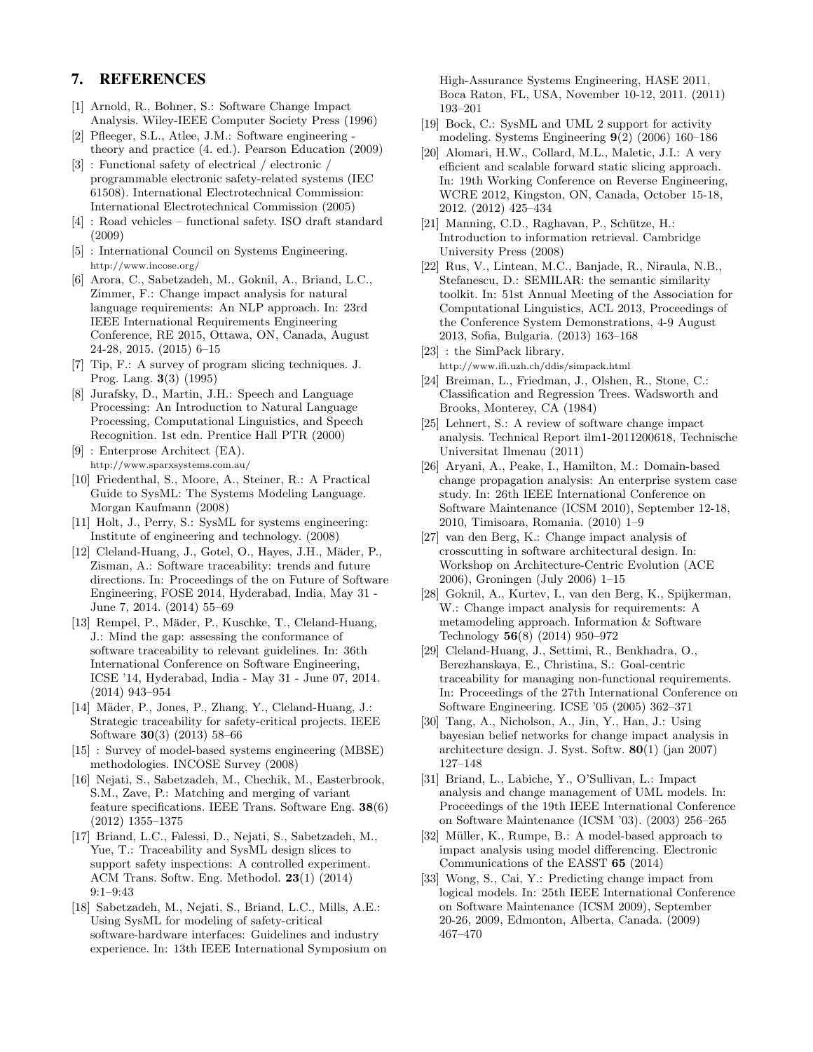## 7. REFERENCES

[1] Arnold, R., Bohner, S.: Software Change Impact Analysis. Wiley-IEEE Computer Society Press (1996)

[2] Pfleeger, S.L., Atlee, J.M.: Software engineering - theory and practice (4. ed.). Pearson Education (2009)

[3] : Functional safety of electrical / electronic / programmable electronic safety-related systems (IEC 61508). International Electrotechnical Commission: International Electrotechnical Commission (2005)

[4] : Road vehicles – functional safety. ISO draft standard (2009)

[5] : International Council on Systems Engineering. http://www.incose.org/

[6] Arora, C., Sabetzadeh, M., Goknil, A., Briand, L.C., Zimmer, F.: Change impact analysis for natural language requirements: An NLP approach. In: 23rd IEEE International Requirements Engineering Conference, RE 2015, Ottawa, ON, Canada, August 24-28, 2015. (2015) 6–15

[7] Tip, F.: A survey of program slicing techniques. J. Prog. Lang. **3**(3) (1995)

[8] Jurafsky, D., Martin, J.H.: Speech and Language Processing: An Introduction to Natural Language Processing, Computational Linguistics, and Speech Recognition. 1st edn. Prentice Hall PTR (2000)

[9] : Enterprose Architect (EA). http://www.sparxsystems.com.au/

[10] Friedenthal, S., Moore, A., Steiner, R.: A Practical Guide to SysML: The Systems Modeling Language. Morgan Kaufmann (2008)

[11] Holt, J., Perry, S.: SysML for systems engineering: Institute of engineering and technology. (2008)

[12] Cleland-Huang, J., Gotel, O., Hayes, J.H., Mäder, P., Zisman, A.: Software traceability: trends and future directions. In: Proceedings of the on Future of Software Engineering, FOSE 2014, Hyderabad, India, May 31 - June 7, 2014. (2014) 55–69

[13] Rempel, P., Mäder, P., Kuschke, T., Cleland-Huang, J.: Mind the gap: assessing the conformance of software traceability to relevant guidelines. In: 36th International Conference on Software Engineering, ICSE '14, Hyderabad, India - May 31 - June 07, 2014. (2014) 943–954

[14] Mäder, P., Jones, P., Zhang, Y., Cleland-Huang, J.: Strategic traceability for safety-critical projects. IEEE Software **30**(3) (2013) 58–66

[15] : Survey of model-based systems engineering (MBSE) methodologies. INCOSE Survey (2008)

[16] Nejati, S., Sabetzadeh, M., Chechik, M., Easterbrook, S.M., Zave, P.: Matching and merging of variant feature specifications. IEEE Trans. Software Eng. **38**(6) (2012) 1355–1375

[17] Briand, L.C., Falessi, D., Nejati, S., Sabetzadeh, M., Yue, T.: Traceability and SysML design slices to support safety inspections: A controlled experiment. ACM Trans. Softw. Eng. Methodol. **23**(1) (2014) 9:1–9:43

[18] Sabetzadeh, M., Nejati, S., Briand, L.C., Mills, A.E.: Using SysML for modeling of safety-critical software-hardware interfaces: Guidelines and industry experience. In: 13th IEEE International Symposium on High-Assurance Systems Engineering, HASE 2011, Boca Raton, FL, USA, November 10-12, 2011. (2011) 193–201

[19] Bock, C.: SysML and UML 2 support for activity modeling. Systems Engineering **9**(2) (2006) 160–186

[20] Alomari, H.W., Collard, M.L., Maletic, J.I.: A very efficient and scalable forward static slicing approach. In: 19th Working Conference on Reverse Engineering, WCRE 2012, Kingston, ON, Canada, October 15-18, 2012. (2012) 425–434

[21] Manning, C.D., Raghavan, P., Schütze, H.: Introduction to information retrieval. Cambridge University Press (2008)

[22] Rus, V., Lintean, M.C., Banjade, R., Niraula, N.B., Stefanescu, D.: SEMILAR: the semantic similarity toolkit. In: 51st Annual Meeting of the Association for Computational Linguistics, ACL 2013, Proceedings of the Conference System Demonstrations, 4-9 August 2013, Sofia, Bulgaria. (2013) 163–168

[23] : the SimPack library. http://www.ifi.uzh.ch/ddis/simpack.html

[24] Breiman, L., Friedman, J., Olshen, R., Stone, C.: Classification and Regression Trees. Wadsworth and Brooks, Monterey, CA (1984)

[25] Lehnert, S.: A review of software change impact analysis. Technical Report ilm1-2011200618, Technische Universitat Ilmenau (2011)

[26] Aryani, A., Peake, I., Hamilton, M.: Domain-based change propagation analysis: An enterprise system case study. In: 26th IEEE International Conference on Software Maintenance (ICSM 2010), September 12-18, 2010, Timisoara, Romania. (2010) 1–9

[27] van den Berg, K.: Change impact analysis of crosscutting in software architectural design. In: Workshop on Architecture-Centric Evolution (ACE 2006), Groningen (July 2006) 1–15

[28] Goknil, A., Kurtev, I., van den Berg, K., Spijkerman, W.: Change impact analysis for requirements: A metamodeling approach. Information & Software Technology **56**(8) (2014) 950–972

[29] Cleland-Huang, J., Settimi, R., Benkhadra, O., Berezhanskaya, E., Christina, S.: Goal-centric traceability for managing non-functional requirements. In: Proceedings of the 27th International Conference on Software Engineering. ICSE '05 (2005) 362–371

[30] Tang, A., Nicholson, A., Jin, Y., Han, J.: Using bayesian belief networks for change impact analysis in architecture design. J. Syst. Softw. **80**(1) (jan 2007) 127–148

[31] Briand, L., Labiche, Y., O'Sullivan, L.: Impact analysis and change management of UML models. In: Proceedings of the 19th IEEE International Conference on Software Maintenance (ICSM '03). (2003) 256–265

[32] Müller, K., Rumpe, B.: A model-based approach to impact analysis using model differencing. Electronic Communications of the EASST **65** (2014)

[33] Wong, S., Cai, Y.: Predicting change impact from logical models. In: 25th IEEE International Conference on Software Maintenance (ICSM 2009), September 20-26, 2009, Edmonton, Alberta, Canada. (2009) 467–470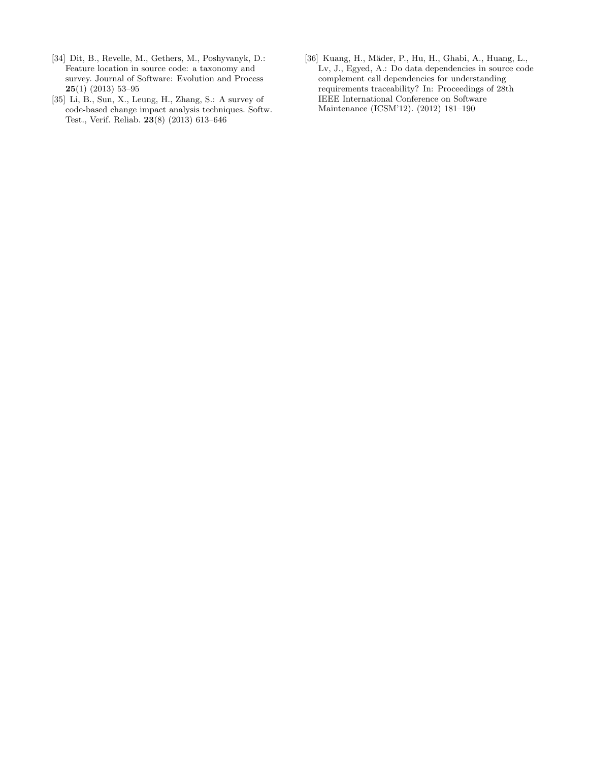[34] Dit, B., Revelle, M., Gethers, M., Poshyvanyk, D.: Feature location in source code: a taxonomy and survey. Journal of Software: Evolution and Process **25**(1) (2013) 53–95

[35] Li, B., Sun, X., Leung, H., Zhang, S.: A survey of code-based change impact analysis techniques. Softw. Test., Verif. Reliab. **23**(8) (2013) 613–646

[36] Kuang, H., Mäder, P., Hu, H., Ghabi, A., Huang, L., Lv, J., Egyed, A.: Do data dependencies in source code complement call dependencies for understanding requirements traceability? In: Proceedings of 28th IEEE International Conference on Software Maintenance (ICSM'12). (2012) 181–190